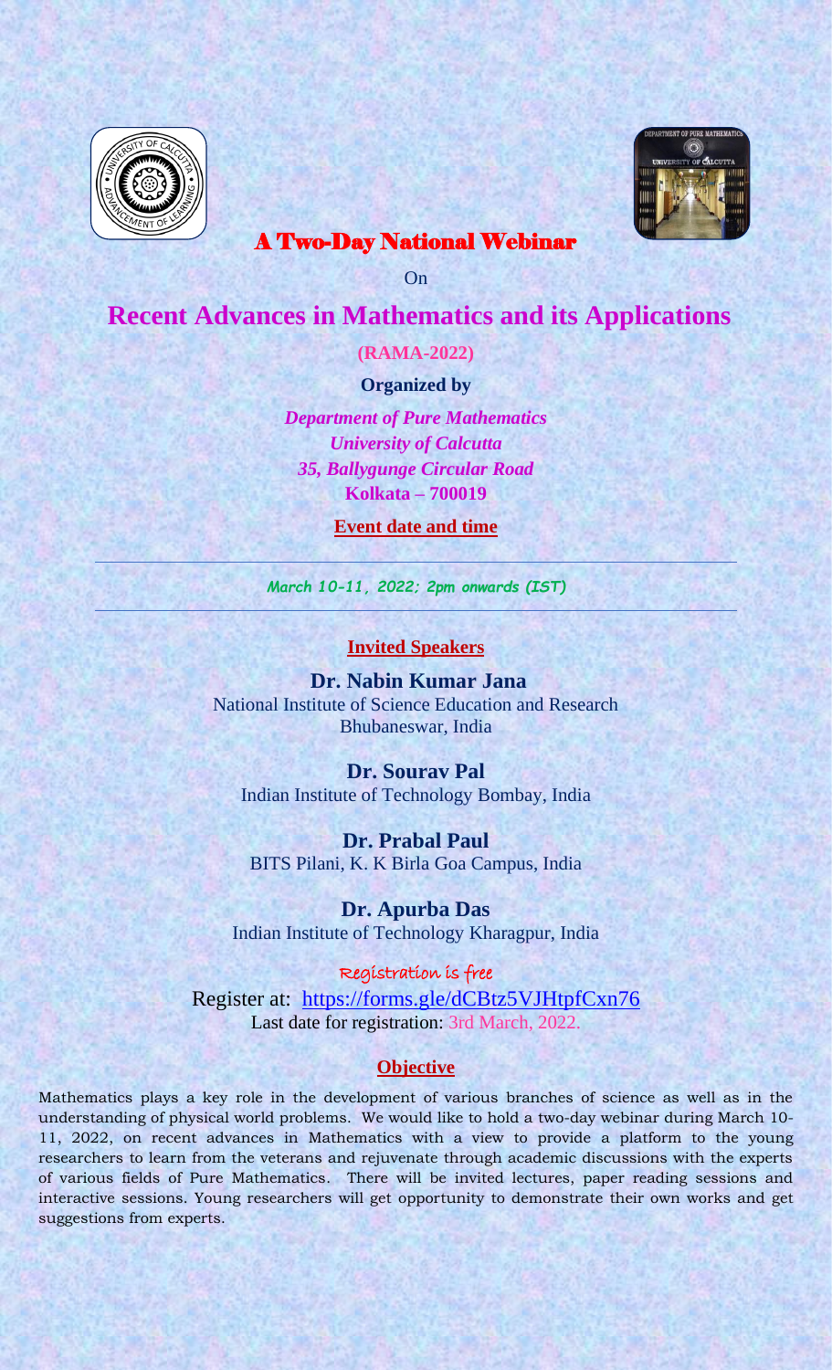# A Two-Day National Webinar

On

# Recent Advances in Mathematics and its Applications

**(RAMA-2022)**

**Organized by**

***Department of Pure Mathematics***
***University of Calcutta***
***35, Ballygunge Circular Road***
**Kolkata – 700019**

**Event date and time**

---

***March 10-11, 2022; 2pm onwards (IST)***

---

## Invited Speakers

**Dr. Nabin Kumar Jana**
National Institute of Science Education and Research
Bhubaneswar, India

**Dr. Sourav Pal**
Indian Institute of Technology Bombay, India

**Dr. Prabal Paul**
BITS Pilani, K. K Birla Goa Campus, India

**Dr. Apurba Das**
Indian Institute of Technology Kharagpur, India

Registration is free

Register at: https://forms.gle/dCBtz5VJHtpfCxn76
Last date for registration: 3rd March, 2022.

## Objective

Mathematics plays a key role in the development of various branches of science as well as in the understanding of physical world problems. We would like to hold a two-day webinar during March 10-11, 2022, on recent advances in Mathematics with a view to provide a platform to the young researchers to learn from the veterans and rejuvenate through academic discussions with the experts of various fields of Pure Mathematics. There will be invited lectures, paper reading sessions and interactive sessions. Young researchers will get opportunity to demonstrate their own works and get suggestions from experts.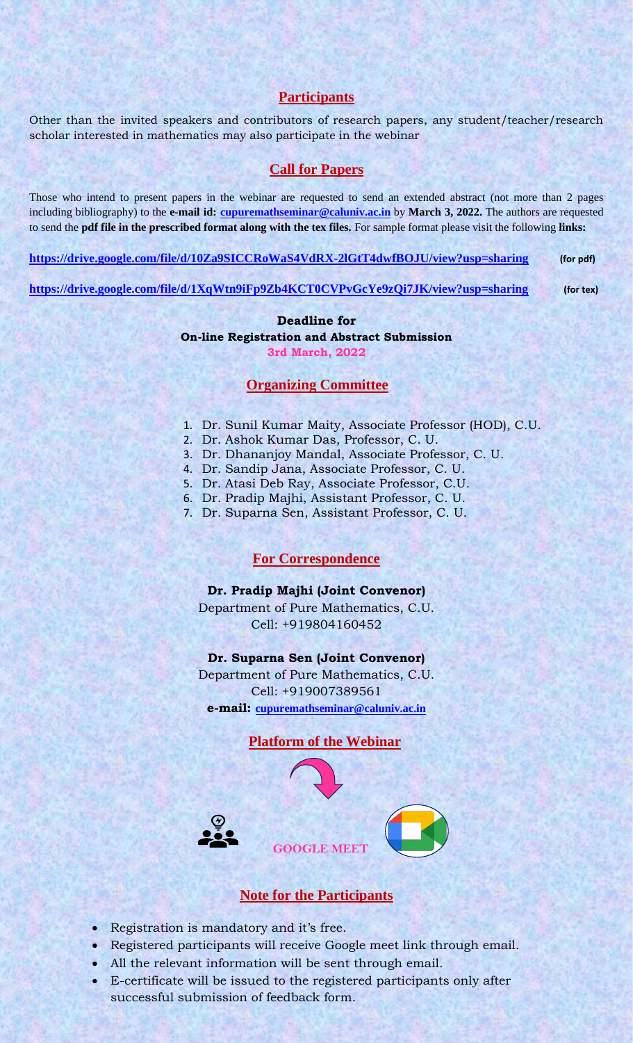## Participants

Other than the invited speakers and contributors of research papers, any student/teacher/research scholar interested in mathematics may also participate in the webinar

## Call for Papers

Those who intend to present papers in the webinar are requested to send an extended abstract (not more than 2 pages including bibliography) to the **e-mail id: cupuremathseminar@caluniv.ac.in** by **March 3, 2022.** The authors are requested to send the **pdf file in the prescribed format along with the tex files.** For sample format please visit the following **links:**

**https://drive.google.com/file/d/10Za9SICCRoWaS4VdRX-2lGtT4dwfBOJU/view?usp=sharing** **(for pdf)**

**https://drive.google.com/file/d/1XqWtn9iFp9Zb4KCT0CVPvGcYe9zQi7JK/view?usp=sharing** **(for tex)**

**Deadline for**
**On-line Registration and Abstract Submission**
**3rd March, 2022**

## Organizing Committee

1. Dr. Sunil Kumar Maity, Associate Professor (HOD), C.U.
2. Dr. Ashok Kumar Das, Professor, C. U.
3. Dr. Dhananjoy Mandal, Associate Professor, C. U.
4. Dr. Sandip Jana, Associate Professor, C. U.
5. Dr. Atasi Deb Ray, Associate Professor, C.U.
6. Dr. Pradip Majhi, Assistant Professor, C. U.
7. Dr. Suparna Sen, Assistant Professor, C. U.

## For Correspondence

**Dr. Pradip Majhi (Joint Convenor)**
Department of Pure Mathematics, C.U.
Cell: +919804160452

**Dr. Suparna Sen (Joint Convenor)**
Department of Pure Mathematics, C.U.
Cell: +919007389561
**e-mail:** cupuremathseminar@caluniv.ac.in

## Platform of the Webinar

GOOGLE MEET

## Note for the Participants

- Registration is mandatory and it's free.
- Registered participants will receive Google meet link through email.
- All the relevant information will be sent through email.
- E-certificate will be issued to the registered participants only after successful submission of feedback form.